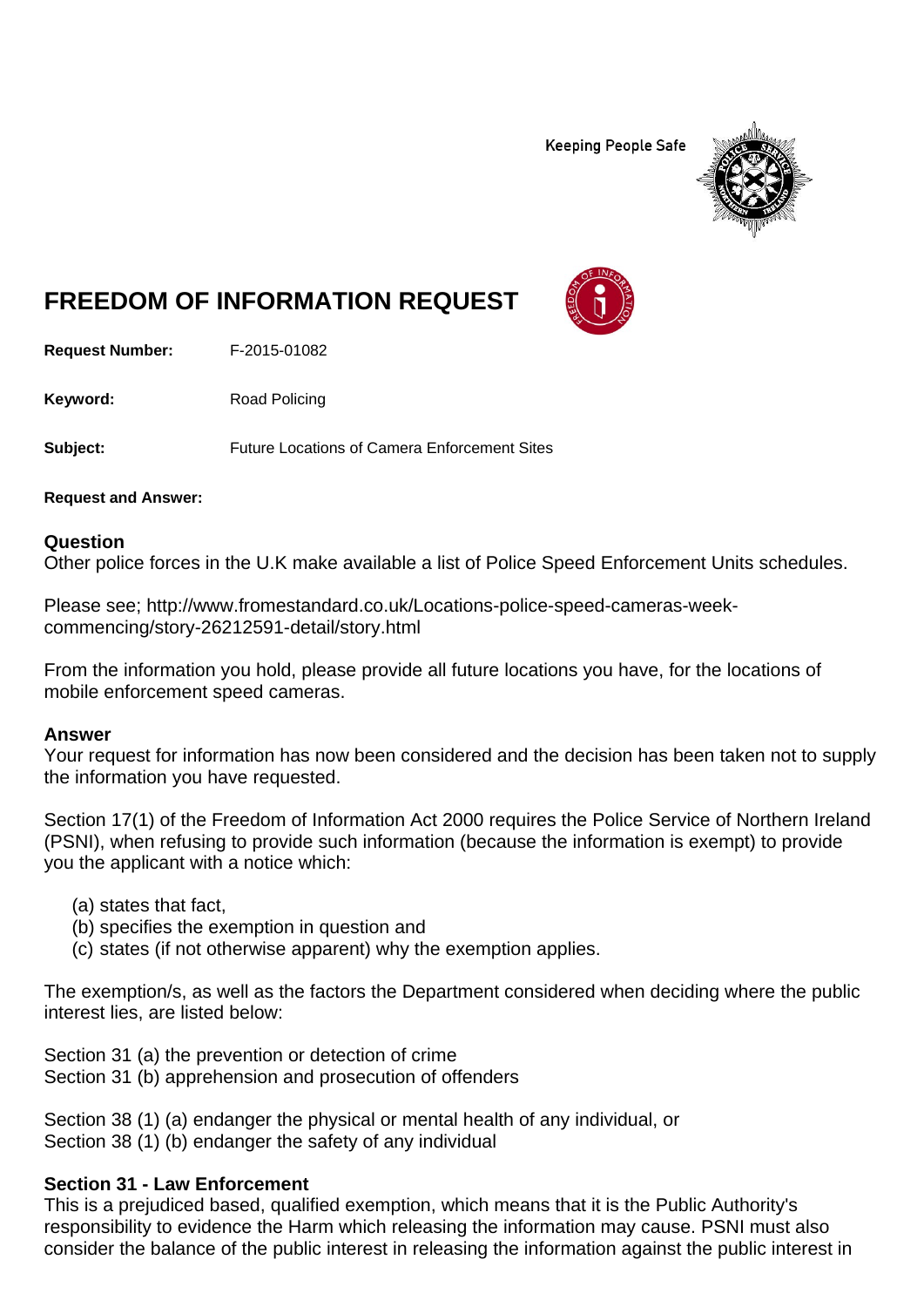Keeping People Safe

# FREEDOM OF INFORMATION REQUEST

**Request Number:** F-2015-01082

**Keyword:** Road Policing

**Subject:** Future Locations of Camera Enforcement Sites

**Request and Answer:**

## Question

Other police forces in the U.K make available a list of Police Speed Enforcement Units schedules.

Please see; http://www.fromestandard.co.uk/Locations-police-speed-cameras-week-commencing/story-26212591-detail/story.html

From the information you hold, please provide all future locations you have, for the locations of mobile enforcement speed cameras.

## Answer

Your request for information has now been considered and the decision has been taken not to supply the information you have requested.

Section 17(1) of the Freedom of Information Act 2000 requires the Police Service of Northern Ireland (PSNI), when refusing to provide such information (because the information is exempt) to provide you the applicant with a notice which:

(a) states that fact,
(b) specifies the exemption in question and
(c) states (if not otherwise apparent) why the exemption applies.

The exemption/s, as well as the factors the Department considered when deciding where the public interest lies, are listed below:

Section 31 (a) the prevention or detection of crime
Section 31 (b) apprehension and prosecution of offenders

Section 38 (1) (a) endanger the physical or mental health of any individual, or
Section 38 (1) (b) endanger the safety of any individual

## Section 31 - Law Enforcement

This is a prejudiced based, qualified exemption, which means that it is the Public Authority's responsibility to evidence the Harm which releasing the information may cause. PSNI must also consider the balance of the public interest in releasing the information against the public interest in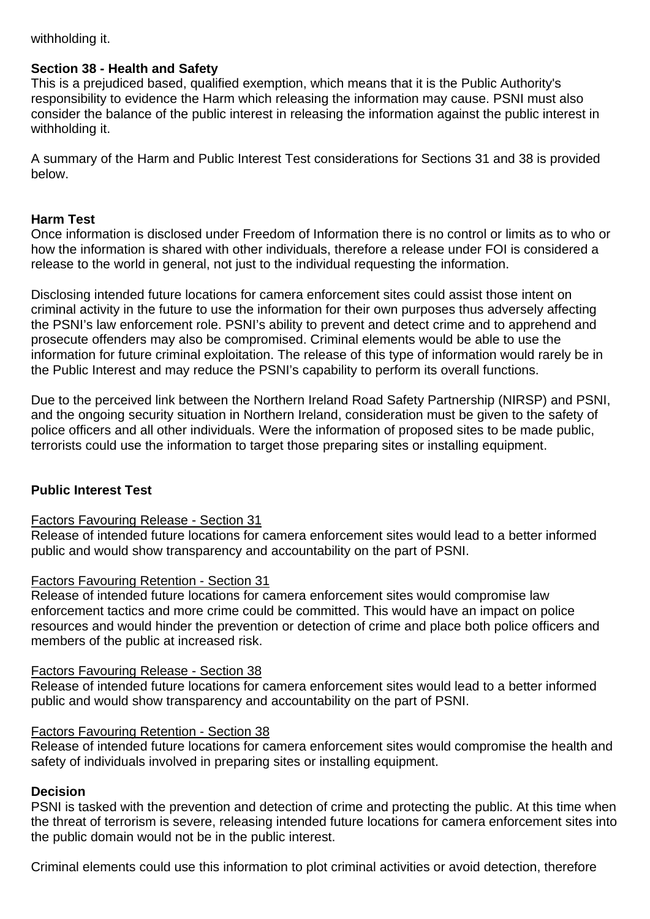withholding it.

**Section 38 - Health and Safety**
This is a prejudiced based, qualified exemption, which means that it is the Public Authority's responsibility to evidence the Harm which releasing the information may cause. PSNI must also consider the balance of the public interest in releasing the information against the public interest in withholding it.

A summary of the Harm and Public Interest Test considerations for Sections 31 and 38 is provided below.

**Harm Test**
Once information is disclosed under Freedom of Information there is no control or limits as to who or how the information is shared with other individuals, therefore a release under FOI is considered a release to the world in general, not just to the individual requesting the information.

Disclosing intended future locations for camera enforcement sites could assist those intent on criminal activity in the future to use the information for their own purposes thus adversely affecting the PSNI's law enforcement role. PSNI's ability to prevent and detect crime and to apprehend and prosecute offenders may also be compromised. Criminal elements would be able to use the information for future criminal exploitation. The release of this type of information would rarely be in the Public Interest and may reduce the PSNI's capability to perform its overall functions.

Due to the perceived link between the Northern Ireland Road Safety Partnership (NIRSP) and PSNI, and the ongoing security situation in Northern Ireland, consideration must be given to the safety of police officers and all other individuals. Were the information of proposed sites to be made public, terrorists could use the information to target those preparing sites or installing equipment.

**Public Interest Test**

Factors Favouring Release - Section 31
Release of intended future locations for camera enforcement sites would lead to a better informed public and would show transparency and accountability on the part of PSNI.

Factors Favouring Retention - Section 31
Release of intended future locations for camera enforcement sites would compromise law enforcement tactics and more crime could be committed. This would have an impact on police resources and would hinder the prevention or detection of crime and place both police officers and members of the public at increased risk.

Factors Favouring Release - Section 38
Release of intended future locations for camera enforcement sites would lead to a better informed public and would show transparency and accountability on the part of PSNI.

Factors Favouring Retention - Section 38
Release of intended future locations for camera enforcement sites would compromise the health and safety of individuals involved in preparing sites or installing equipment.

**Decision**
PSNI is tasked with the prevention and detection of crime and protecting the public. At this time when the threat of terrorism is severe, releasing intended future locations for camera enforcement sites into the public domain would not be in the public interest.

Criminal elements could use this information to plot criminal activities or avoid detection, therefore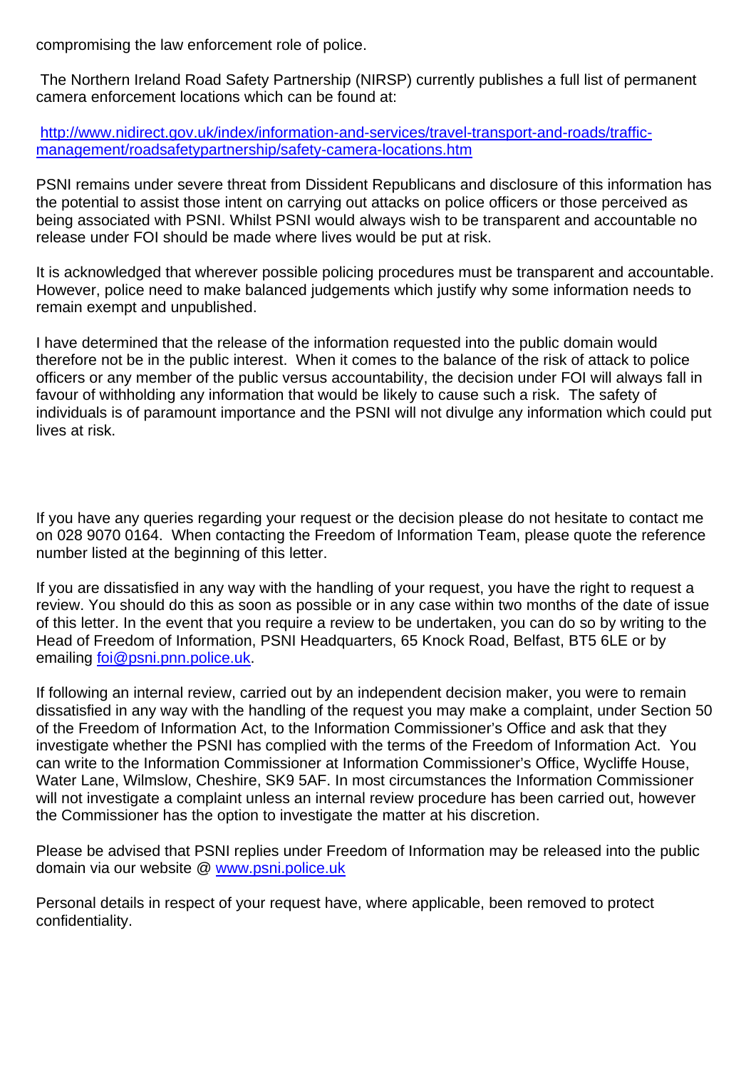compromising the law enforcement role of police.

The Northern Ireland Road Safety Partnership (NIRSP) currently publishes a full list of permanent camera enforcement locations which can be found at:

[http://www.nidirect.gov.uk/index/information-and-services/travel-transport-and-roads/traffic-management/roadsafetypartnership/safety-camera-locations.htm](http://www.nidirect.gov.uk/index/information-and-services/travel-transport-and-roads/traffic-management/roadsafetypartnership/safety-camera-locations.htm)

PSNI remains under severe threat from Dissident Republicans and disclosure of this information has the potential to assist those intent on carrying out attacks on police officers or those perceived as being associated with PSNI. Whilst PSNI would always wish to be transparent and accountable no release under FOI should be made where lives would be put at risk.

It is acknowledged that wherever possible policing procedures must be transparent and accountable. However, police need to make balanced judgements which justify why some information needs to remain exempt and unpublished.

I have determined that the release of the information requested into the public domain would therefore not be in the public interest. When it comes to the balance of the risk of attack to police officers or any member of the public versus accountability, the decision under FOI will always fall in favour of withholding any information that would be likely to cause such a risk. The safety of individuals is of paramount importance and the PSNI will not divulge any information which could put lives at risk.

If you have any queries regarding your request or the decision please do not hesitate to contact me on 028 9070 0164. When contacting the Freedom of Information Team, please quote the reference number listed at the beginning of this letter.

If you are dissatisfied in any way with the handling of your request, you have the right to request a review. You should do this as soon as possible or in any case within two months of the date of issue of this letter. In the event that you require a review to be undertaken, you can do so by writing to the Head of Freedom of Information, PSNI Headquarters, 65 Knock Road, Belfast, BT5 6LE or by emailing [foi@psni.pnn.police.uk](mailto:foi@psni.pnn.police.uk).

If following an internal review, carried out by an independent decision maker, you were to remain dissatisfied in any way with the handling of the request you may make a complaint, under Section 50 of the Freedom of Information Act, to the Information Commissioner's Office and ask that they investigate whether the PSNI has complied with the terms of the Freedom of Information Act. You can write to the Information Commissioner at Information Commissioner's Office, Wycliffe House, Water Lane, Wilmslow, Cheshire, SK9 5AF. In most circumstances the Information Commissioner will not investigate a complaint unless an internal review procedure has been carried out, however the Commissioner has the option to investigate the matter at his discretion.

Please be advised that PSNI replies under Freedom of Information may be released into the public domain via our website @ [www.psni.police.uk](http://www.psni.police.uk)

Personal details in respect of your request have, where applicable, been removed to protect confidentiality.